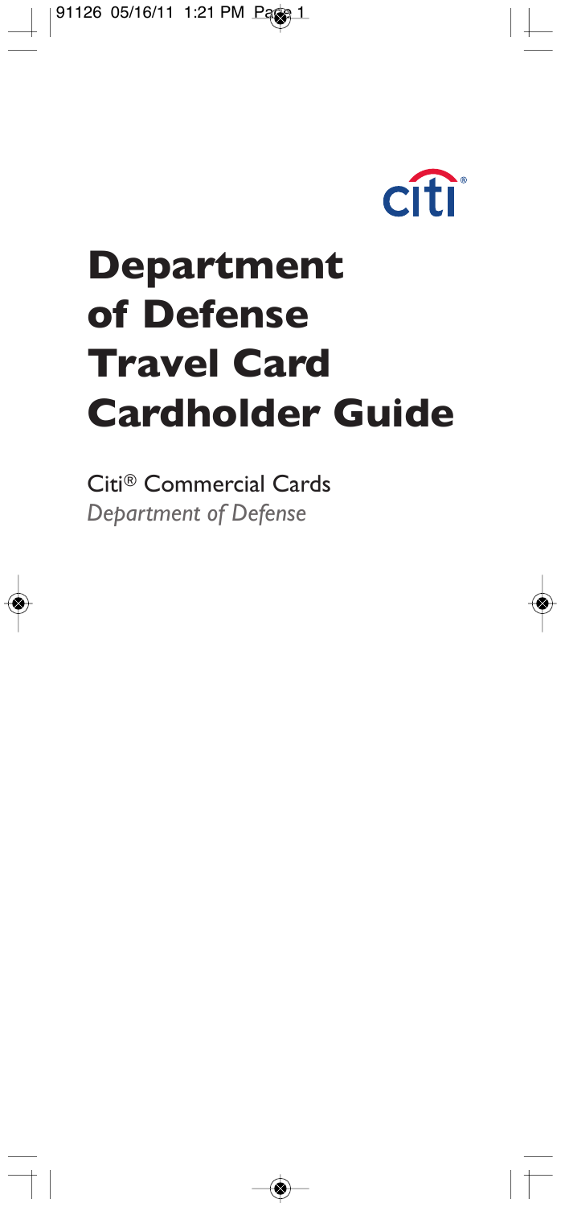citi®

# Department of Defense Travel Card Cardholder Guide

Citi® Commercial Cards
*Department of Defense*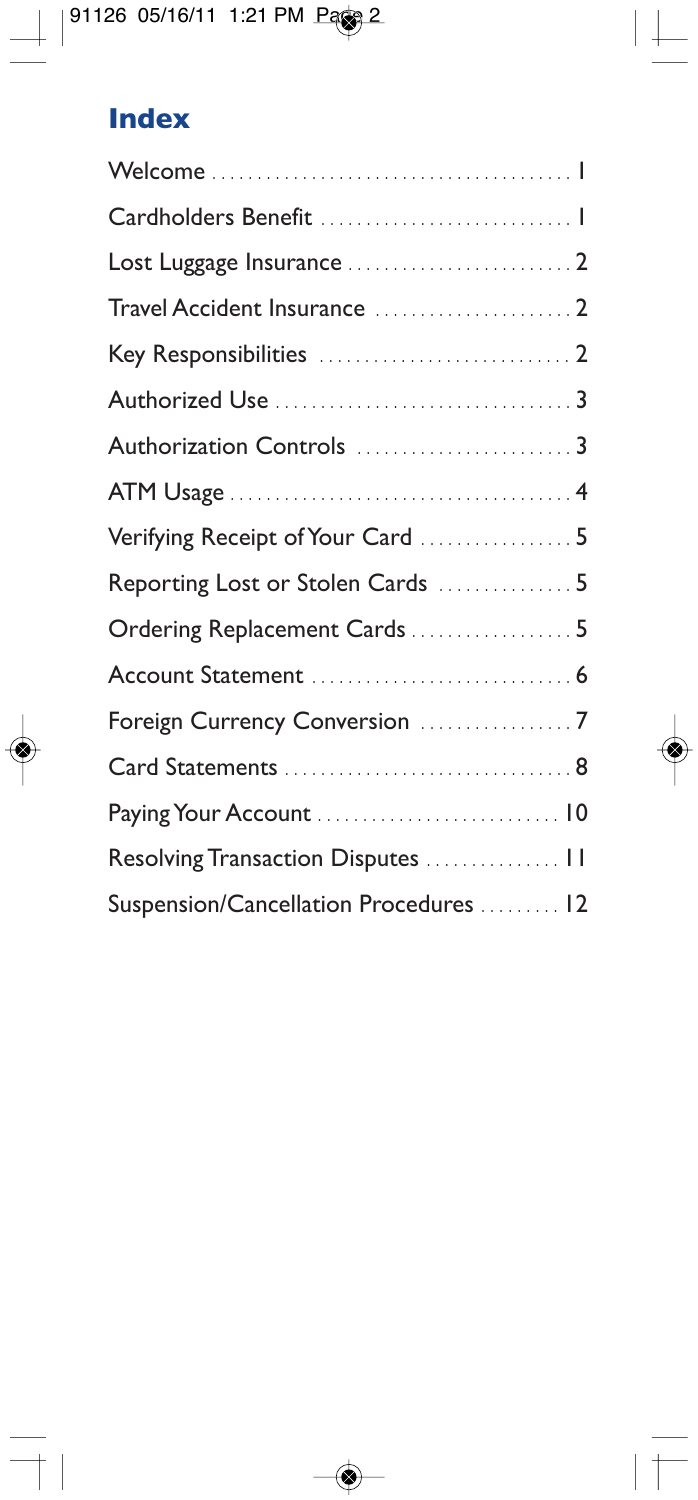## Index

| | |
|---|---|
| Welcome | 1 |
| Cardholders Benefit | 1 |
| Lost Luggage Insurance | 2 |
| Travel Accident Insurance | 2 |
| Key Responsibilities | 2 |
| Authorized Use | 3 |
| Authorization Controls | 3 |
| ATM Usage | 4 |
| Verifying Receipt of Your Card | 5 |
| Reporting Lost or Stolen Cards | 5 |
| Ordering Replacement Cards | 5 |
| Account Statement | 6 |
| Foreign Currency Conversion | 7 |
| Card Statements | 8 |
| Paying Your Account | 10 |
| Resolving Transaction Disputes | 11 |
| Suspension/Cancellation Procedures | 12 |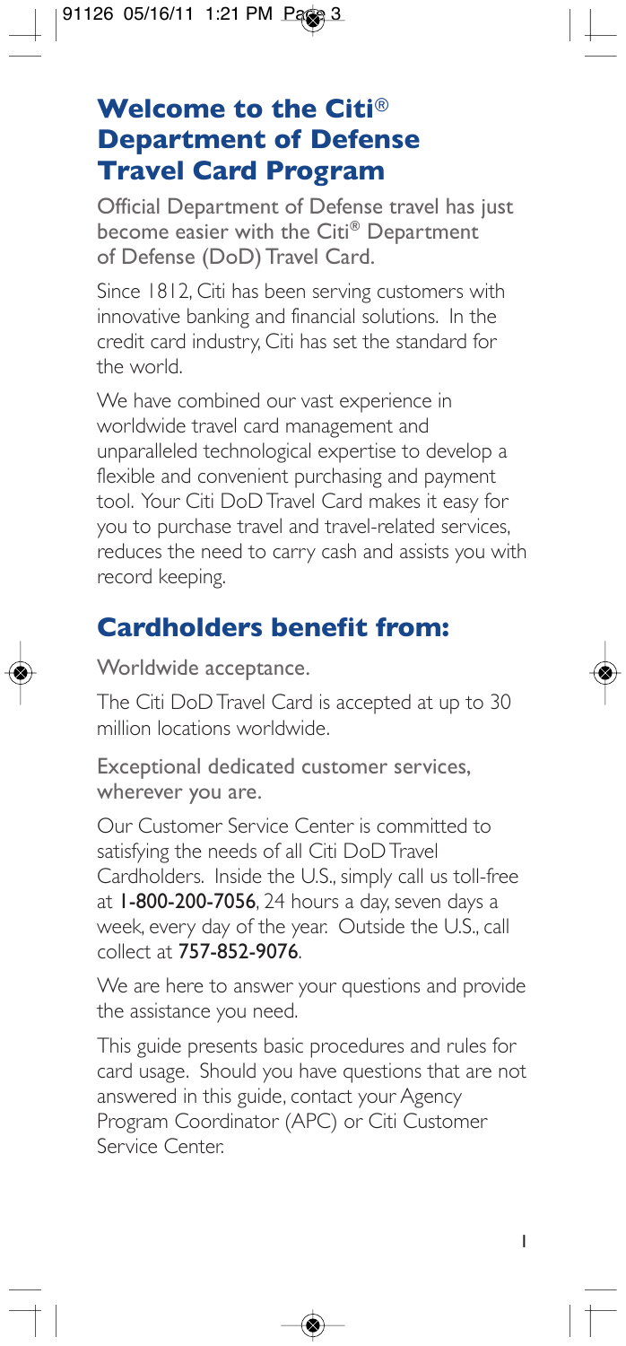# Welcome to the Citi® Department of Defense Travel Card Program

Official Department of Defense travel has just become easier with the Citi® Department of Defense (DoD) Travel Card.

Since 1812, Citi has been serving customers with innovative banking and financial solutions. In the credit card industry, Citi has set the standard for the world.

We have combined our vast experience in worldwide travel card management and unparalleled technological expertise to develop a flexible and convenient purchasing and payment tool. Your Citi DoD Travel Card makes it easy for you to purchase travel and travel-related services, reduces the need to carry cash and assists you with record keeping.

## Cardholders benefit from:

Worldwide acceptance.

The Citi DoD Travel Card is accepted at up to 30 million locations worldwide.

Exceptional dedicated customer services, wherever you are.

Our Customer Service Center is committed to satisfying the needs of all Citi DoD Travel Cardholders. Inside the U.S., simply call us toll-free at **1-800-200-7056**, 24 hours a day, seven days a week, every day of the year. Outside the U.S., call collect at **757-852-9076**.

We are here to answer your questions and provide the assistance you need.

This guide presents basic procedures and rules for card usage. Should you have questions that are not answered in this guide, contact your Agency Program Coordinator (APC) or Citi Customer Service Center.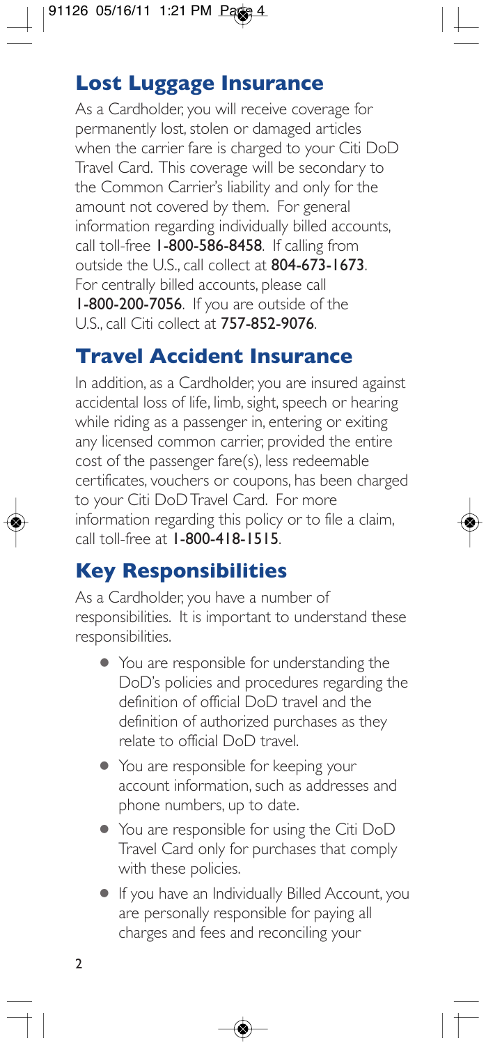## Lost Luggage Insurance

As a Cardholder, you will receive coverage for permanently lost, stolen or damaged articles when the carrier fare is charged to your Citi DoD Travel Card. This coverage will be secondary to the Common Carrier's liability and only for the amount not covered by them. For general information regarding individually billed accounts, call toll-free **1-800-586-8458**. If calling from outside the U.S., call collect at **804-673-1673**. For centrally billed accounts, please call **1-800-200-7056**. If you are outside of the U.S., call Citi collect at **757-852-9076**.

## Travel Accident Insurance

In addition, as a Cardholder, you are insured against accidental loss of life, limb, sight, speech or hearing while riding as a passenger in, entering or exiting any licensed common carrier, provided the entire cost of the passenger fare(s), less redeemable certificates, vouchers or coupons, has been charged to your Citi DoD Travel Card. For more information regarding this policy or to file a claim, call toll-free at **1-800-418-1515**.

## Key Responsibilities

As a Cardholder, you have a number of responsibilities. It is important to understand these responsibilities.

- You are responsible for understanding the DoD's policies and procedures regarding the definition of official DoD travel and the definition of authorized purchases as they relate to official DoD travel.
- You are responsible for keeping your account information, such as addresses and phone numbers, up to date.
- You are responsible for using the Citi DoD Travel Card only for purchases that comply with these policies.
- If you have an Individually Billed Account, you are personally responsible for paying all charges and fees and reconciling your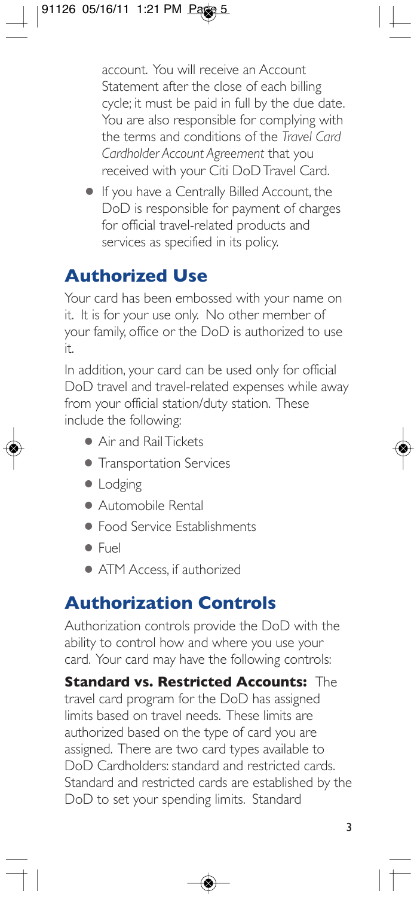account. You will receive an Account Statement after the close of each billing cycle; it must be paid in full by the due date. You are also responsible for complying with the terms and conditions of the *Travel Card Cardholder Account Agreement* that you received with your Citi DoD Travel Card.

- If you have a Centrally Billed Account, the DoD is responsible for payment of charges for official travel-related products and services as specified in its policy.

## Authorized Use

Your card has been embossed with your name on it. It is for your use only. No other member of your family, office or the DoD is authorized to use it.

In addition, your card can be used only for official DoD travel and travel-related expenses while away from your official station/duty station. These include the following:

- Air and Rail Tickets
- Transportation Services
- Lodging
- Automobile Rental
- Food Service Establishments
- Fuel
- ATM Access, if authorized

## Authorization Controls

Authorization controls provide the DoD with the ability to control how and where you use your card. Your card may have the following controls:

**Standard vs. Restricted Accounts:** The travel card program for the DoD has assigned limits based on travel needs. These limits are authorized based on the type of card you are assigned. There are two card types available to DoD Cardholders: standard and restricted cards. Standard and restricted cards are established by the DoD to set your spending limits. Standard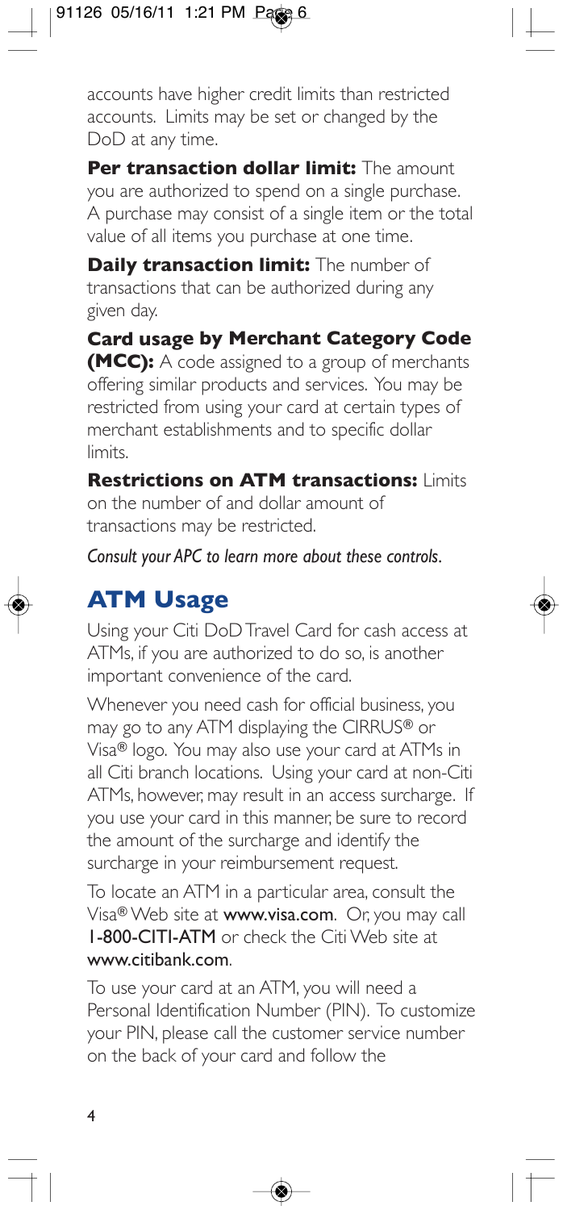accounts have higher credit limits than restricted accounts. Limits may be set or changed by the DoD at any time.

**Per transaction dollar limit:** The amount you are authorized to spend on a single purchase. A purchase may consist of a single item or the total value of all items you purchase at one time.

**Daily transaction limit:** The number of transactions that can be authorized during any given day.

**Card usage by Merchant Category Code (MCC):** A code assigned to a group of merchants offering similar products and services. You may be restricted from using your card at certain types of merchant establishments and to specific dollar limits.

**Restrictions on ATM transactions:** Limits on the number of and dollar amount of transactions may be restricted.

*Consult your APC to learn more about these controls.*

## ATM Usage

Using your Citi DoD Travel Card for cash access at ATMs, if you are authorized to do so, is another important convenience of the card.

Whenever you need cash for official business, you may go to any ATM displaying the CIRRUS® or Visa® logo. You may also use your card at ATMs in all Citi branch locations. Using your card at non-Citi ATMs, however, may result in an access surcharge. If you use your card in this manner, be sure to record the amount of the surcharge and identify the surcharge in your reimbursement request.

To locate an ATM in a particular area, consult the Visa® Web site at **www.visa.com**. Or, you may call **1-800-CITI-ATM** or check the Citi Web site at **www.citibank.com**.

To use your card at an ATM, you will need a Personal Identification Number (PIN). To customize your PIN, please call the customer service number on the back of your card and follow the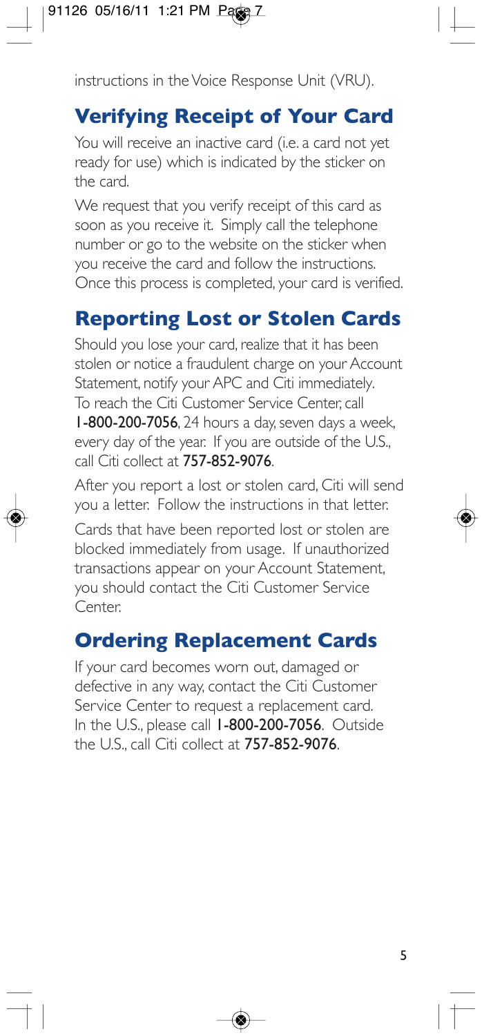instructions in the Voice Response Unit (VRU).

## Verifying Receipt of Your Card

You will receive an inactive card (i.e. a card not yet ready for use) which is indicated by the sticker on the card.

We request that you verify receipt of this card as soon as you receive it. Simply call the telephone number or go to the website on the sticker when you receive the card and follow the instructions. Once this process is completed, your card is verified.

## Reporting Lost or Stolen Cards

Should you lose your card, realize that it has been stolen or notice a fraudulent charge on your Account Statement, notify your APC and Citi immediately. To reach the Citi Customer Service Center, call **1-800-200-7056**, 24 hours a day, seven days a week, every day of the year. If you are outside of the U.S., call Citi collect at **757-852-9076**.

After you report a lost or stolen card, Citi will send you a letter. Follow the instructions in that letter.

Cards that have been reported lost or stolen are blocked immediately from usage. If unauthorized transactions appear on your Account Statement, you should contact the Citi Customer Service Center.

## Ordering Replacement Cards

If your card becomes worn out, damaged or defective in any way, contact the Citi Customer Service Center to request a replacement card. In the U.S., please call **1-800-200-7056**. Outside the U.S., call Citi collect at **757-852-9076**.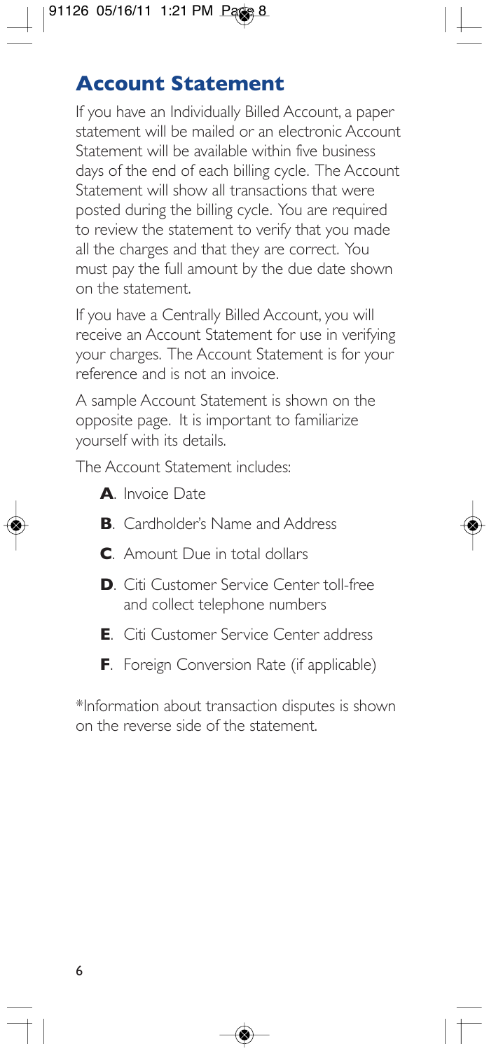## Account Statement

If you have an Individually Billed Account, a paper statement will be mailed or an electronic Account Statement will be available within five business days of the end of each billing cycle. The Account Statement will show all transactions that were posted during the billing cycle. You are required to review the statement to verify that you made all the charges and that they are correct. You must pay the full amount by the due date shown on the statement.

If you have a Centrally Billed Account, you will receive an Account Statement for use in verifying your charges. The Account Statement is for your reference and is not an invoice.

A sample Account Statement is shown on the opposite page. It is important to familiarize yourself with its details.

The Account Statement includes:

- **A**. Invoice Date
- **B**. Cardholder's Name and Address
- **C**. Amount Due in total dollars
- **D**. Citi Customer Service Center toll-free and collect telephone numbers
- **E**. Citi Customer Service Center address
- **F**. Foreign Conversion Rate (if applicable)

*Information about transaction disputes is shown on the reverse side of the statement.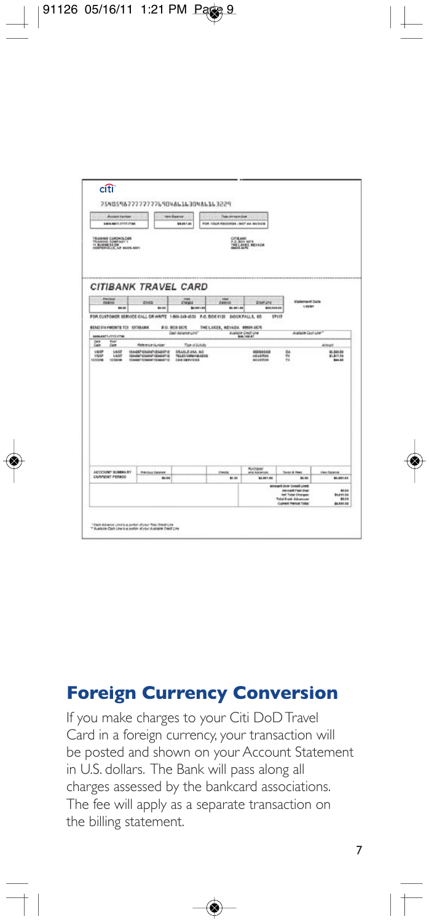## Foreign Currency Conversion

If you make charges to your Citi DoD Travel Card in a foreign currency, your transaction will be posted and shown on your Account Statement in U.S. dollars. The Bank will pass along all charges assessed by the bankcard associations. The fee will apply as a separate transaction on the billing statement.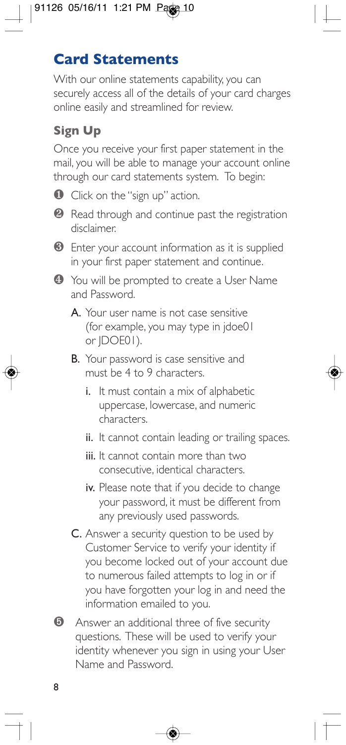## Card Statements

With our online statements capability, you can securely access all of the details of your card charges online easily and streamlined for review.

### Sign Up

Once you receive your first paper statement in the mail, you will be able to manage your account online through our card statements system. To begin:

1. Click on the "sign up" action.
2. Read through and continue past the registration disclaimer.
3. Enter your account information as it is supplied in your first paper statement and continue.
4. You will be prompted to create a User Name and Password.
   - **A.** Your user name is not case sensitive (for example, you may type in jdoe01 or JDOE01).
   - **B.** Your password is case sensitive and must be 4 to 9 characters.
     - **i.** It must contain a mix of alphabetic uppercase, lowercase, and numeric characters.
     - **ii.** It cannot contain leading or trailing spaces.
     - **iii.** It cannot contain more than two consecutive, identical characters.
     - **iv.** Please note that if you decide to change your password, it must be different from any previously used passwords.
   - **C.** Answer a security question to be used by Customer Service to verify your identity if you become locked out of your account due to numerous failed attempts to log in or if you have forgotten your log in and need the information emailed to you.
5. Answer an additional three of five security questions. These will be used to verify your identity whenever you sign in using your User Name and Password.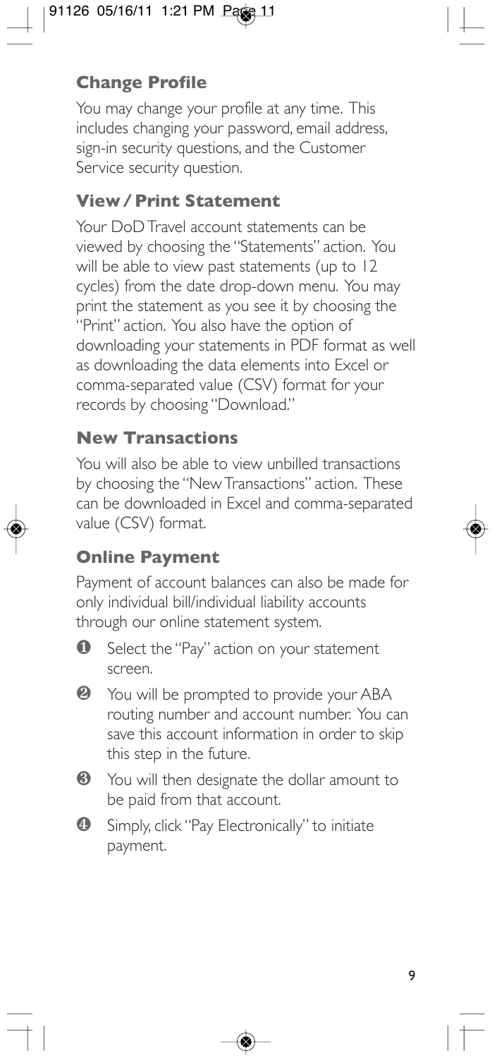## Change Profile

You may change your profile at any time. This includes changing your password, email address, sign-in security questions, and the Customer Service security question.

## View / Print Statement

Your DoD Travel account statements can be viewed by choosing the "Statements" action. You will be able to view past statements (up to 12 cycles) from the date drop-down menu. You may print the statement as you see it by choosing the "Print" action. You also have the option of downloading your statements in PDF format as well as downloading the data elements into Excel or comma-separated value (CSV) format for your records by choosing "Download."

## New Transactions

You will also be able to view unbilled transactions by choosing the "New Transactions" action. These can be downloaded in Excel and comma-separated value (CSV) format.

## Online Payment

Payment of account balances can also be made for only individual bill/individual liability accounts through our online statement system.

1. Select the "Pay" action on your statement screen.
2. You will be prompted to provide your ABA routing number and account number. You can save this account information in order to skip this step in the future.
3. You will then designate the dollar amount to be paid from that account.
4. Simply, click "Pay Electronically" to initiate payment.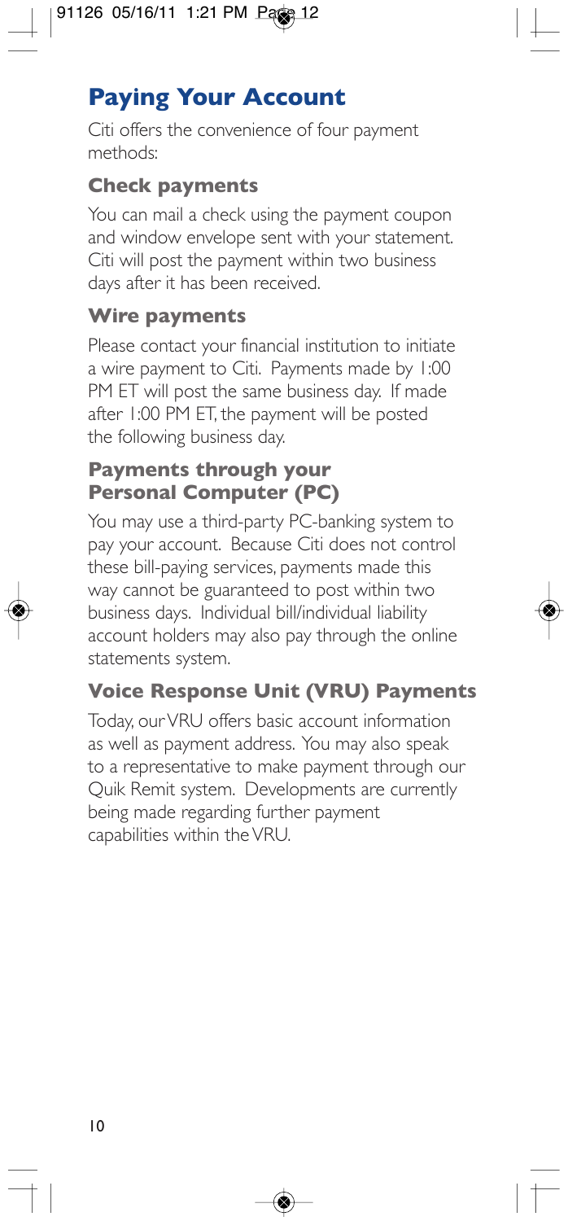## Paying Your Account

Citi offers the convenience of four payment methods:

### Check payments

You can mail a check using the payment coupon and window envelope sent with your statement. Citi will post the payment within two business days after it has been received.

### Wire payments

Please contact your financial institution to initiate a wire payment to Citi. Payments made by 1:00 PM ET will post the same business day. If made after 1:00 PM ET, the payment will be posted the following business day.

### Payments through your Personal Computer (PC)

You may use a third-party PC-banking system to pay your account. Because Citi does not control these bill-paying services, payments made this way cannot be guaranteed to post within two business days. Individual bill/individual liability account holders may also pay through the online statements system.

### Voice Response Unit (VRU) Payments

Today, our VRU offers basic account information as well as payment address. You may also speak to a representative to make payment through our Quik Remit system. Developments are currently being made regarding further payment capabilities within the VRU.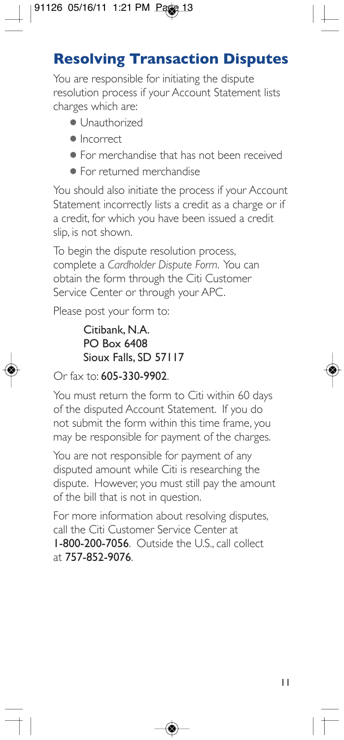## Resolving Transaction Disputes

You are responsible for initiating the dispute resolution process if your Account Statement lists charges which are:

- Unauthorized
- Incorrect
- For merchandise that has not been received
- For returned merchandise

You should also initiate the process if your Account Statement incorrectly lists a credit as a charge or if a credit, for which you have been issued a credit slip, is not shown.

To begin the dispute resolution process, complete a *Cardholder Dispute Form*. You can obtain the form through the Citi Customer Service Center or through your APC.

Please post your form to:

> Citibank, N.A.  
> PO Box 6408  
> Sioux Falls, SD 57117

Or fax to: **605-330-9902**.

You must return the form to Citi within 60 days of the disputed Account Statement. If you do not submit the form within this time frame, you may be responsible for payment of the charges.

You are not responsible for payment of any disputed amount while Citi is researching the dispute. However, you must still pay the amount of the bill that is not in question.

For more information about resolving disputes, call the Citi Customer Service Center at **1-800-200-7056**. Outside the U.S., call collect at **757-852-9076**.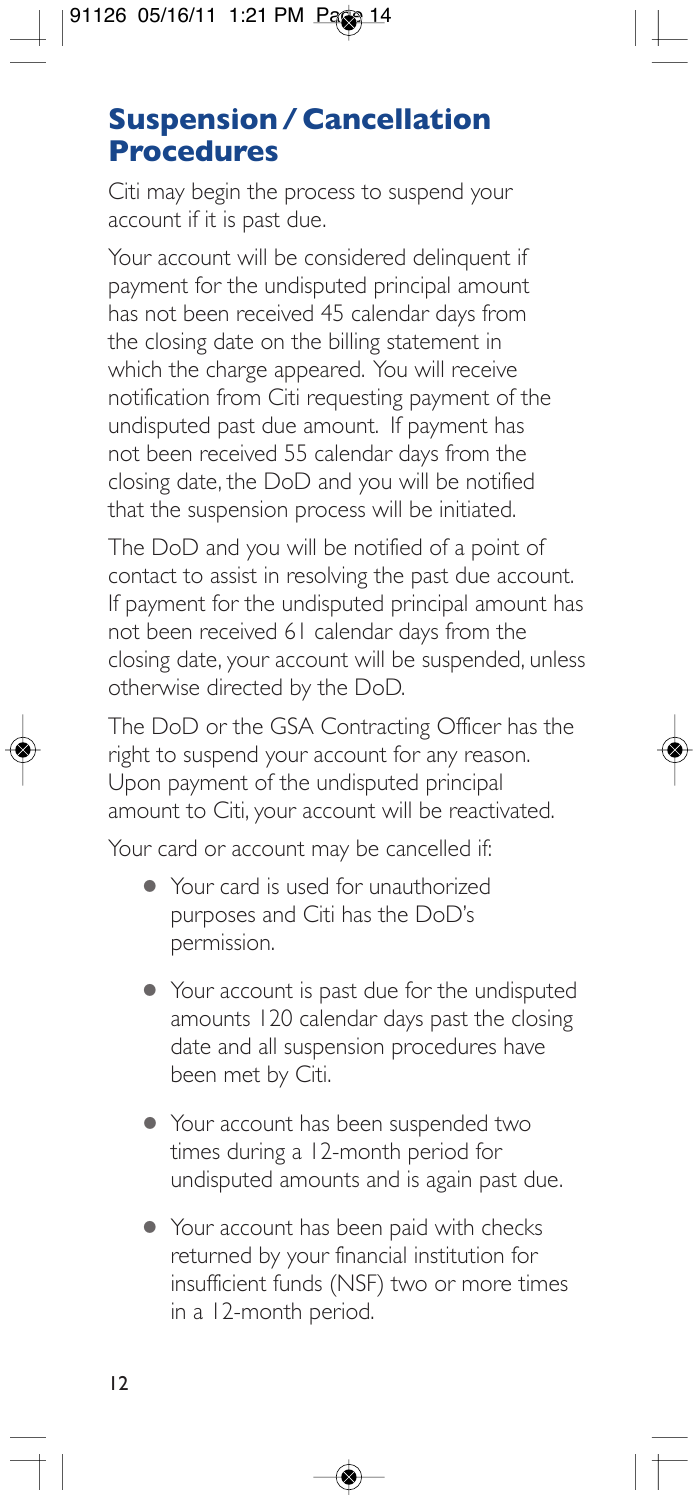## Suspension / Cancellation Procedures

Citi may begin the process to suspend your account if it is past due.

Your account will be considered delinquent if payment for the undisputed principal amount has not been received 45 calendar days from the closing date on the billing statement in which the charge appeared. You will receive notification from Citi requesting payment of the undisputed past due amount. If payment has not been received 55 calendar days from the closing date, the DoD and you will be notified that the suspension process will be initiated.

The DoD and you will be notified of a point of contact to assist in resolving the past due account. If payment for the undisputed principal amount has not been received 61 calendar days from the closing date, your account will be suspended, unless otherwise directed by the DoD.

The DoD or the GSA Contracting Officer has the right to suspend your account for any reason. Upon payment of the undisputed principal amount to Citi, your account will be reactivated.

Your card or account may be cancelled if:

- Your card is used for unauthorized purposes and Citi has the DoD's permission.
- Your account is past due for the undisputed amounts 120 calendar days past the closing date and all suspension procedures have been met by Citi.
- Your account has been suspended two times during a 12-month period for undisputed amounts and is again past due.
- Your account has been paid with checks returned by your financial institution for insufficient funds (NSF) two or more times in a 12-month period.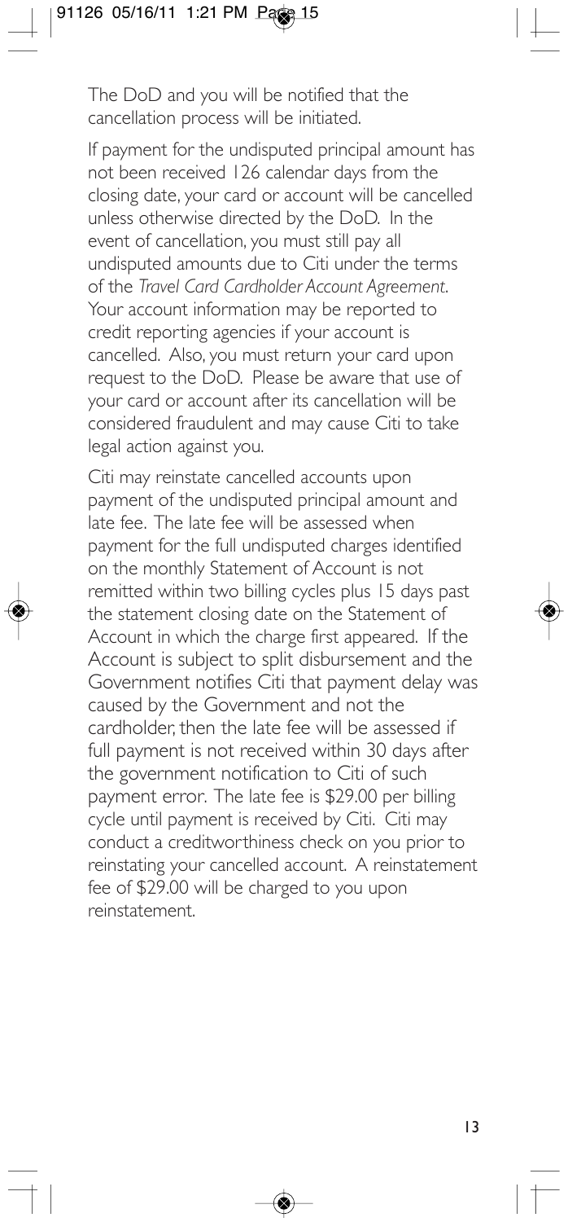The DoD and you will be notified that the cancellation process will be initiated.

If payment for the undisputed principal amount has not been received 126 calendar days from the closing date, your card or account will be cancelled unless otherwise directed by the DoD. In the event of cancellation, you must still pay all undisputed amounts due to Citi under the terms of the *Travel Card Cardholder Account Agreement*. Your account information may be reported to credit reporting agencies if your account is cancelled. Also, you must return your card upon request to the DoD. Please be aware that use of your card or account after its cancellation will be considered fraudulent and may cause Citi to take legal action against you.

Citi may reinstate cancelled accounts upon payment of the undisputed principal amount and late fee. The late fee will be assessed when payment for the full undisputed charges identified on the monthly Statement of Account is not remitted within two billing cycles plus 15 days past the statement closing date on the Statement of Account in which the charge first appeared. If the Account is subject to split disbursement and the Government notifies Citi that payment delay was caused by the Government and not the cardholder, then the late fee will be assessed if full payment is not received within 30 days after the government notification to Citi of such payment error. The late fee is $29.00 per billing cycle until payment is received by Citi. Citi may conduct a creditworthiness check on you prior to reinstating your cancelled account. A reinstatement fee of $29.00 will be charged to you upon reinstatement.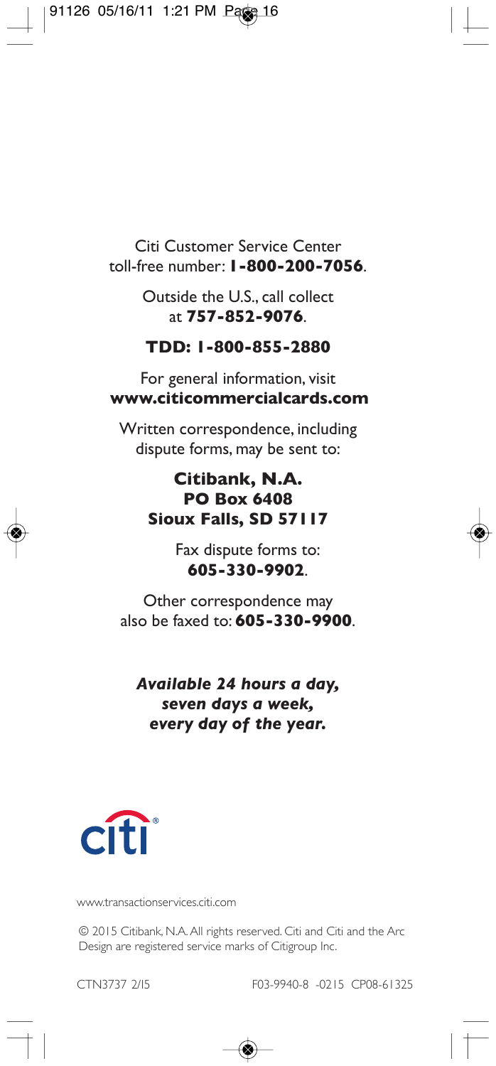Citi Customer Service Center
toll-free number: **1-800-200-7056**.

Outside the U.S., call collect
at **757-852-9076**.

**TDD: 1-800-855-2880**

For general information, visit
**www.citicommercialcards.com**

Written correspondence, including
dispute forms, may be sent to:

**Citibank, N.A.**
**PO Box 6408**
**Sioux Falls, SD 57117**

Fax dispute forms to:
**605-330-9902**.

Other correspondence may
also be faxed to: **605-330-9900**.

***Available 24 hours a day,***
***seven days a week,***
***every day of the year.***

citi®

www.transactionservices.citi.com

© 2015 Citibank, N.A. All rights reserved. Citi and Citi and the Arc Design are registered service marks of Citigroup Inc.

CTN3737 2/15 F03-9940-8 -0215 CP08-61325